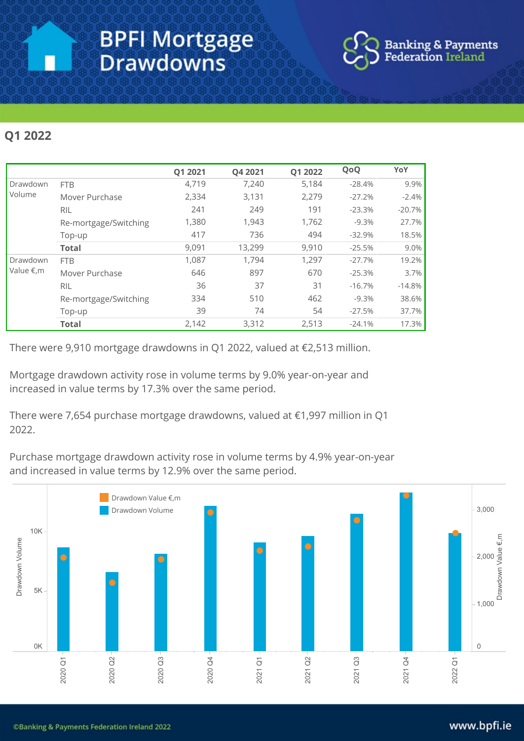# BPFI Mortgage Drawdowns

Banking & Payments Federation Ireland

## Q1 2022

| | | Q1 2021 | Q4 2021 | Q1 2022 | QoQ | YoY |
|---|---|---|---|---|---|---|
| Drawdown Volume | FTB | 4,719 | 7,240 | 5,184 | -28.4% | 9.9% |
| | Mover Purchase | 2,334 | 3,131 | 2,279 | -27.2% | -2.4% |
| | RIL | 241 | 249 | 191 | -23.3% | -20.7% |
| | Re-mortgage/Switching | 1,380 | 1,943 | 1,762 | -9.3% | 27.7% |
| | Top-up | 417 | 736 | 494 | -32.9% | 18.5% |
| | **Total** | 9,091 | 13,299 | 9,910 | -25.5% | 9.0% |
| Drawdown Value €,m | FTB | 1,087 | 1,794 | 1,297 | -27.7% | 19.2% |
| | Mover Purchase | 646 | 897 | 670 | -25.3% | 3.7% |
| | RIL | 36 | 37 | 31 | -16.7% | -14.8% |
| | Re-mortgage/Switching | 334 | 510 | 462 | -9.3% | 38.6% |
| | Top-up | 39 | 74 | 54 | -27.5% | 37.7% |
| | **Total** | 2,142 | 3,312 | 2,513 | -24.1% | 17.3% |

There were 9,910 mortgage drawdowns in Q1 2022, valued at €2,513 million.

Mortgage drawdown activity rose in volume terms by 9.0% year-on-year and increased in value terms by 17.3% over the same period.

There were 7,654 purchase mortgage drawdowns, valued at €1,997 million in Q1 2022.

Purchase mortgage drawdown activity rose in volume terms by 4.9% year-on-year and increased in value terms by 12.9% over the same period.

©Banking & Payments Federation Ireland 2022

www.bpfi.ie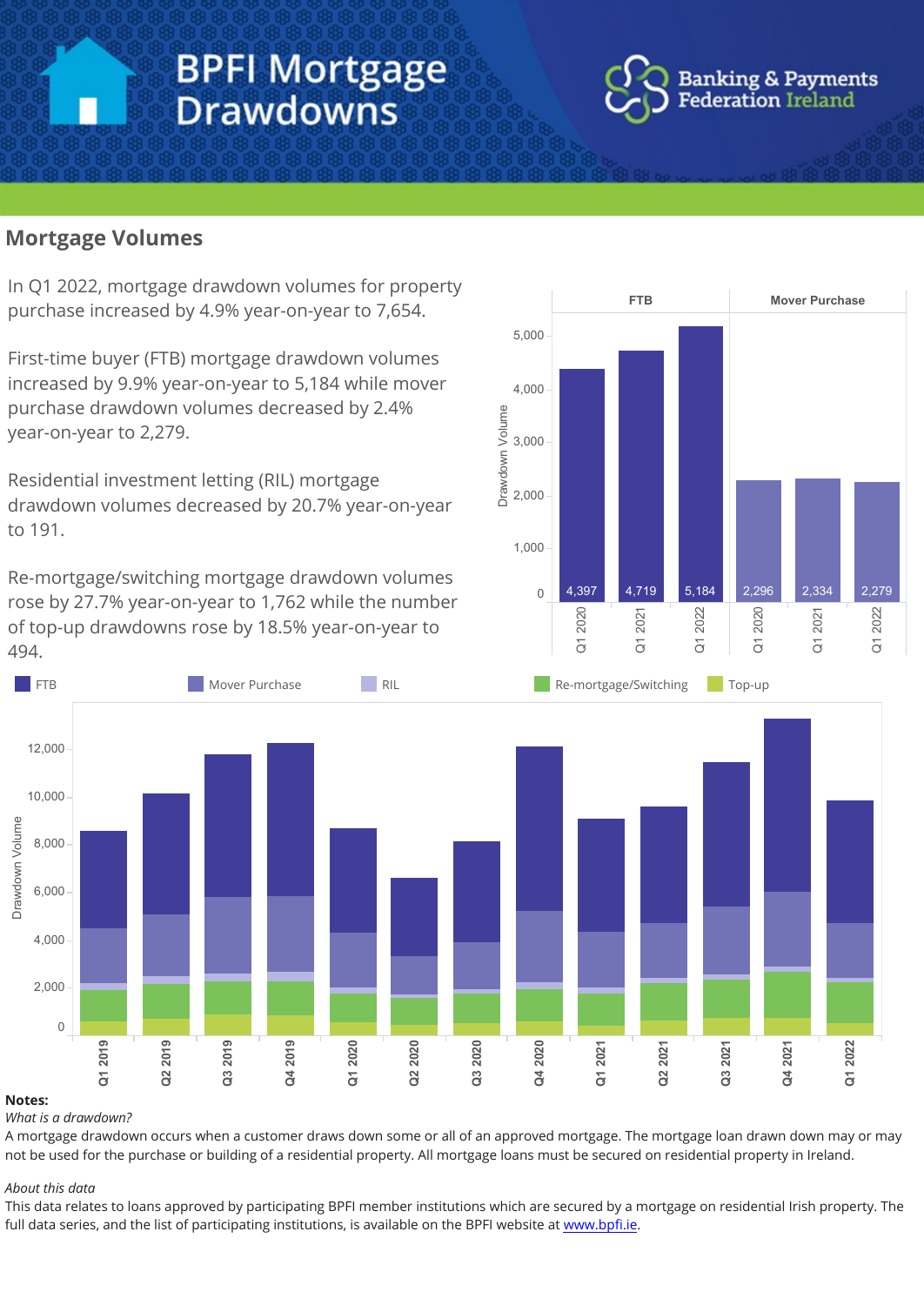# BPFI Mortgage Drawdowns

Banking & Payments Federation Ireland

## Mortgage Volumes

In Q1 2022, mortgage drawdown volumes for property purchase increased by 4.9% year-on-year to 7,654.

First-time buyer (FTB) mortgage drawdown volumes increased by 9.9% year-on-year to 5,184 while mover purchase drawdown volumes decreased by 2.4% year-on-year to 2,279.

Residential investment letting (RIL) mortgage drawdown volumes decreased by 20.7% year-on-year to 191.

Re-mortgage/switching mortgage drawdown volumes rose by 27.7% year-on-year to 1,762 while the number of top-up drawdowns rose by 18.5% year-on-year to 494.

| | FTB | Mover Purchase |
|---|---|---|
| Q1 2020 | 4,397 | 2,296 |
| Q1 2021 | 4,719 | 2,334 |
| Q1 2022 | 5,184 | 2,279 |

**Notes:**

*What is a drawdown?*

A mortgage drawdown occurs when a customer draws down some or all of an approved mortgage. The mortgage loan drawn down may or may not be used for the purchase or building of a residential property. All mortgage loans must be secured on residential property in Ireland.

*About this data*

This data relates to loans approved by participating BPFI member institutions which are secured by a mortgage on residential Irish property. The full data series, and the list of participating institutions, is available on the BPFI website at www.bpfi.ie.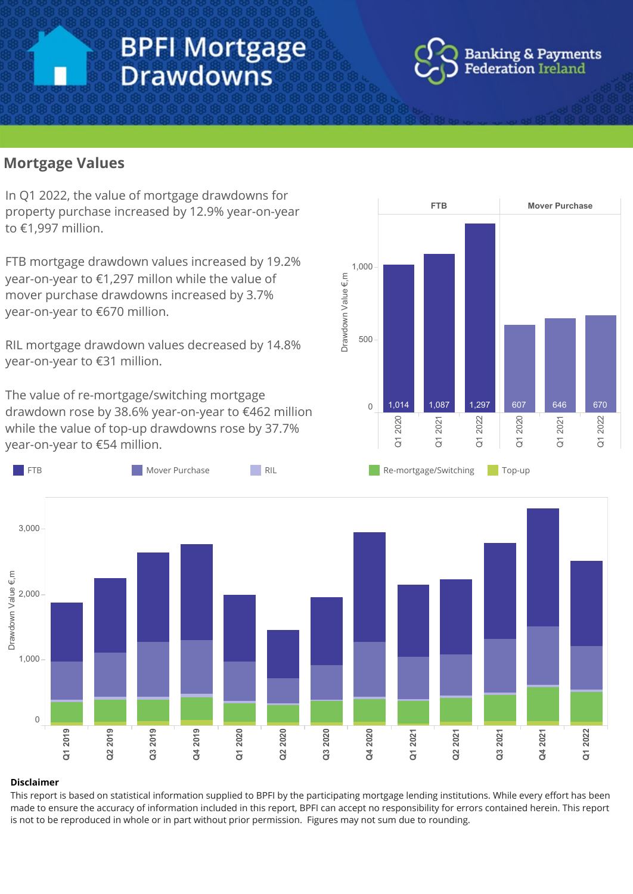# BPFI Mortgage Drawdowns

Banking & Payments Federation Ireland

## Mortgage Values

In Q1 2022, the value of mortgage drawdowns for property purchase increased by 12.9% year-on-year to €1,997 million.

FTB mortgage drawdown values increased by 19.2% year-on-year to €1,297 millon while the value of mover purchase drawdowns increased by 3.7% year-on-year to €670 million.

RIL mortgage drawdown values decreased by 14.8% year-on-year to €31 million.

The value of re-mortgage/switching mortgage drawdown rose by 38.6% year-on-year to €462 million while the value of top-up drawdowns rose by 37.7% year-on-year to €54 million.

| Drawdown Value €,m | FTB | Mover Purchase |
|---|---|---|
| Q1 2020 | 1,014 | 607 |
| Q1 2021 | 1,087 | 646 |
| Q1 2022 | 1,297 | 670 |

FTB | Mover Purchase | RIL | Re-mortgage/Switching | Top-up

Drawdown Value €,m: Q1 2019, Q2 2019, Q3 2019, Q4 2019, Q1 2020, Q2 2020, Q3 2020, Q4 2020, Q1 2021, Q2 2021, Q3 2021, Q4 2021, Q1 2022

**Disclaimer**

This report is based on statistical information supplied to BPFI by the participating mortgage lending institutions. While every effort has been made to ensure the accuracy of information included in this report, BPFI can accept no responsibility for errors contained herein. This report is not to be reproduced in whole or in part without prior permission. Figures may not sum due to rounding.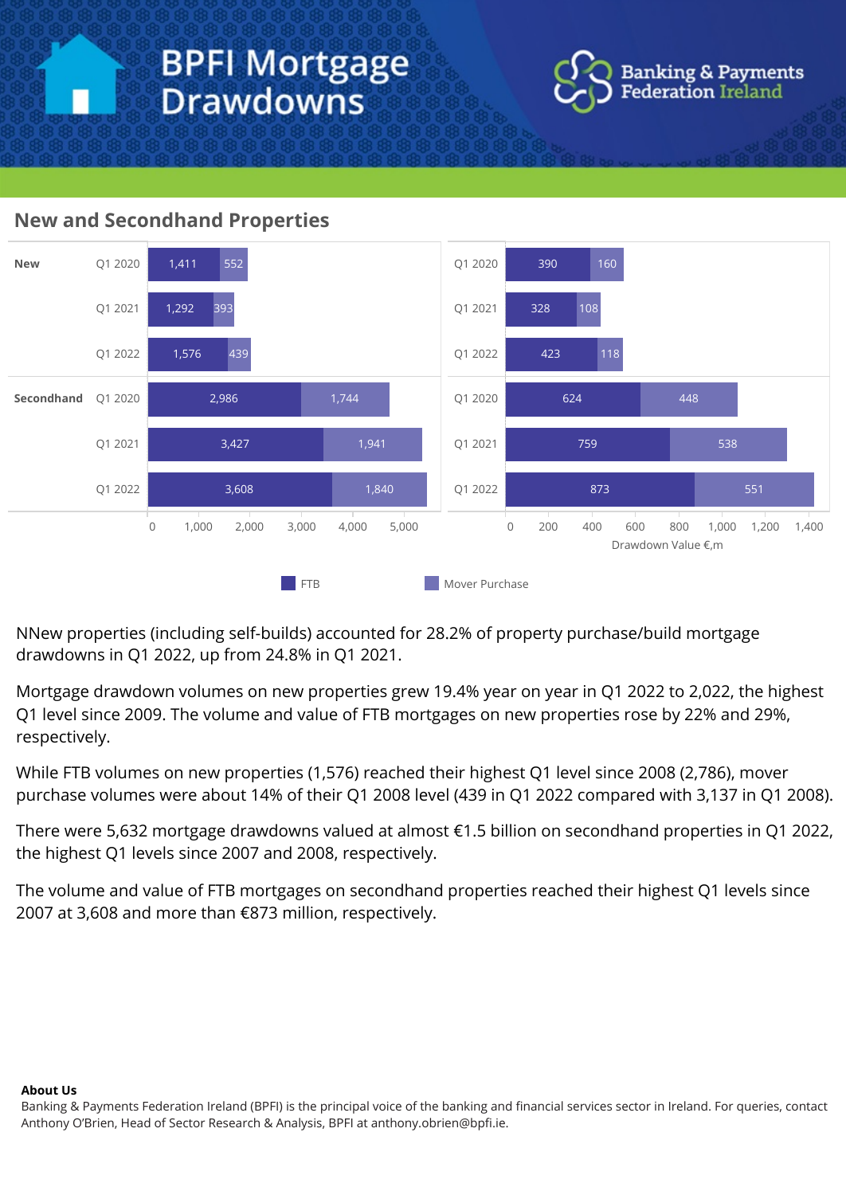# BPFI Mortgage Drawdowns

Banking & Payments Federation Ireland

## New and Secondhand Properties

| | | FTB (volume) | Mover Purchase (volume) | FTB (Drawdown Value €,m) | Mover Purchase (Drawdown Value €,m) |
|---|---|---|---|---|---|
| New | Q1 2020 | 1,411 | 552 | 390 | 160 |
| | Q1 2021 | 1,292 | 393 | 328 | 108 |
| | Q1 2022 | 1,576 | 439 | 423 | 118 |
| Secondhand | Q1 2020 | 2,986 | 1,744 | 624 | 448 |
| | Q1 2021 | 3,427 | 1,941 | 759 | 538 |
| | Q1 2022 | 3,608 | 1,840 | 873 | 551 |

NNew properties (including self-builds) accounted for 28.2% of property purchase/build mortgage drawdowns in Q1 2022, up from 24.8% in Q1 2021.

Mortgage drawdown volumes on new properties grew 19.4% year on year in Q1 2022 to 2,022, the highest Q1 level since 2009. The volume and value of FTB mortgages on new properties rose by 22% and 29%, respectively.

While FTB volumes on new properties (1,576) reached their highest Q1 level since 2008 (2,786), mover purchase volumes were about 14% of their Q1 2008 level (439 in Q1 2022 compared with 3,137 in Q1 2008).

There were 5,632 mortgage drawdowns valued at almost €1.5 billion on secondhand properties in Q1 2022, the highest Q1 levels since 2007 and 2008, respectively.

The volume and value of FTB mortgages on secondhand properties reached their highest Q1 levels since 2007 at 3,608 and more than €873 million, respectively.

**About Us**

Banking & Payments Federation Ireland (BPFI) is the principal voice of the banking and financial services sector in Ireland. For queries, contact Anthony O'Brien, Head of Sector Research & Analysis, BPFI at anthony.obrien@bpfi.ie.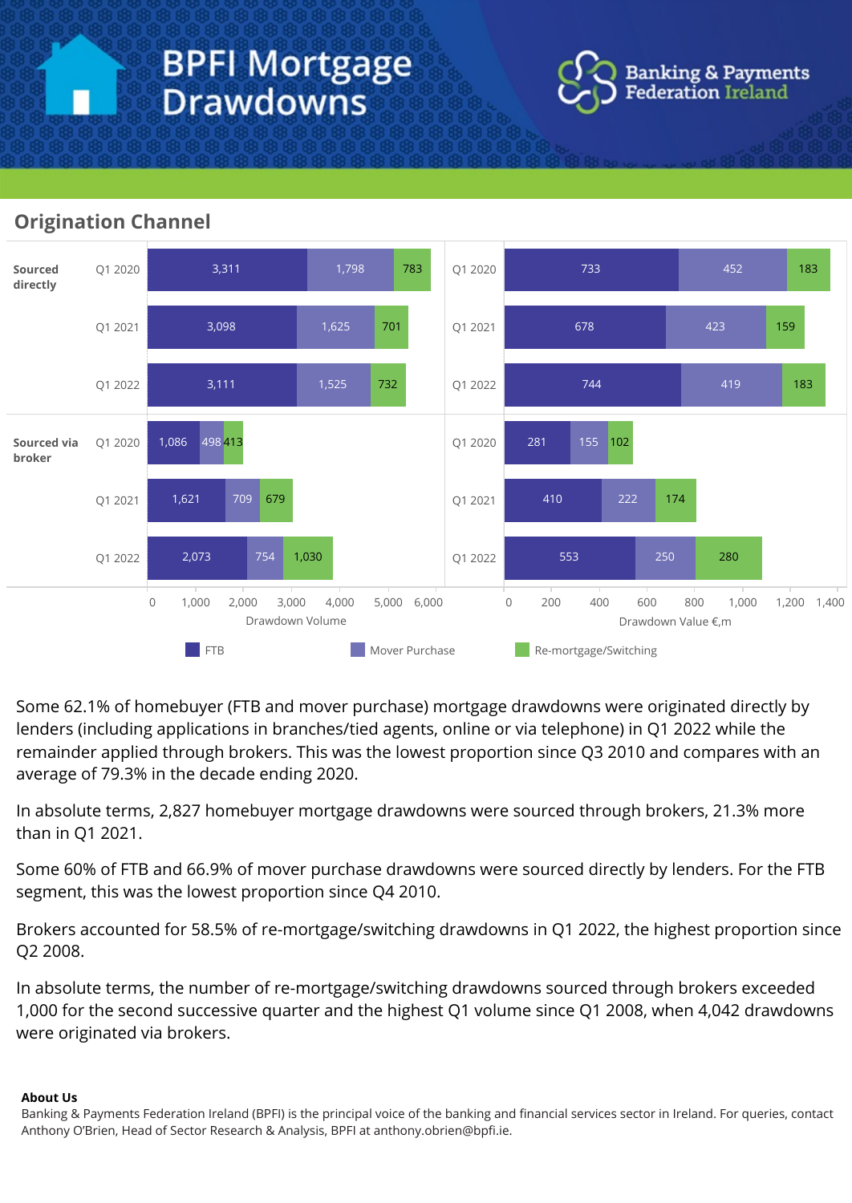# BPFI Mortgage Drawdowns

Banking & Payments Federation Ireland

## Origination Channel

Sourced directly
Q1 2020: 3,311 | 1,798 | 783 — 733 | 452 | 183
Q1 2021: 3,098 | 1,625 | 701 — 678 | 423 | 159
Q1 2022: 3,111 | 1,525 | 732 — 744 | 419 | 183

Sourced via broker
Q1 2020: 1,086 | 498 | 413 — 281 | 155 | 102
Q1 2021: 1,621 | 709 | 679 — 410 | 222 | 174
Q1 2022: 2,073 | 754 | 1,030 — 553 | 250 | 280

0, 1,000, 2,000, 3,000, 4,000, 5,000, 6,000
Drawdown Volume

0, 200, 400, 600, 800, 1,000, 1,200, 1,400
Drawdown Value €,m

FTB | Mover Purchase | Re-mortgage/Switching

Some 62.1% of homebuyer (FTB and mover purchase) mortgage drawdowns were originated directly by lenders (including applications in branches/tied agents, online or via telephone) in Q1 2022 while the remainder applied through brokers. This was the lowest proportion since Q3 2010 and compares with an average of 79.3% in the decade ending 2020.

In absolute terms, 2,827 homebuyer mortgage drawdowns were sourced through brokers, 21.3% more than in Q1 2021.

Some 60% of FTB and 66.9% of mover purchase drawdowns were sourced directly by lenders. For the FTB segment, this was the lowest proportion since Q4 2010.

Brokers accounted for 58.5% of re-mortgage/switching drawdowns in Q1 2022, the highest proportion since Q2 2008.

In absolute terms, the number of re-mortgage/switching drawdowns sourced through brokers exceeded 1,000 for the second successive quarter and the highest Q1 volume since Q1 2008, when 4,042 drawdowns were originated via brokers.

**About Us**

Banking & Payments Federation Ireland (BPFI) is the principal voice of the banking and financial services sector in Ireland. For queries, contact Anthony O'Brien, Head of Sector Research & Analysis, BPFI at anthony.obrien@bpfi.ie.